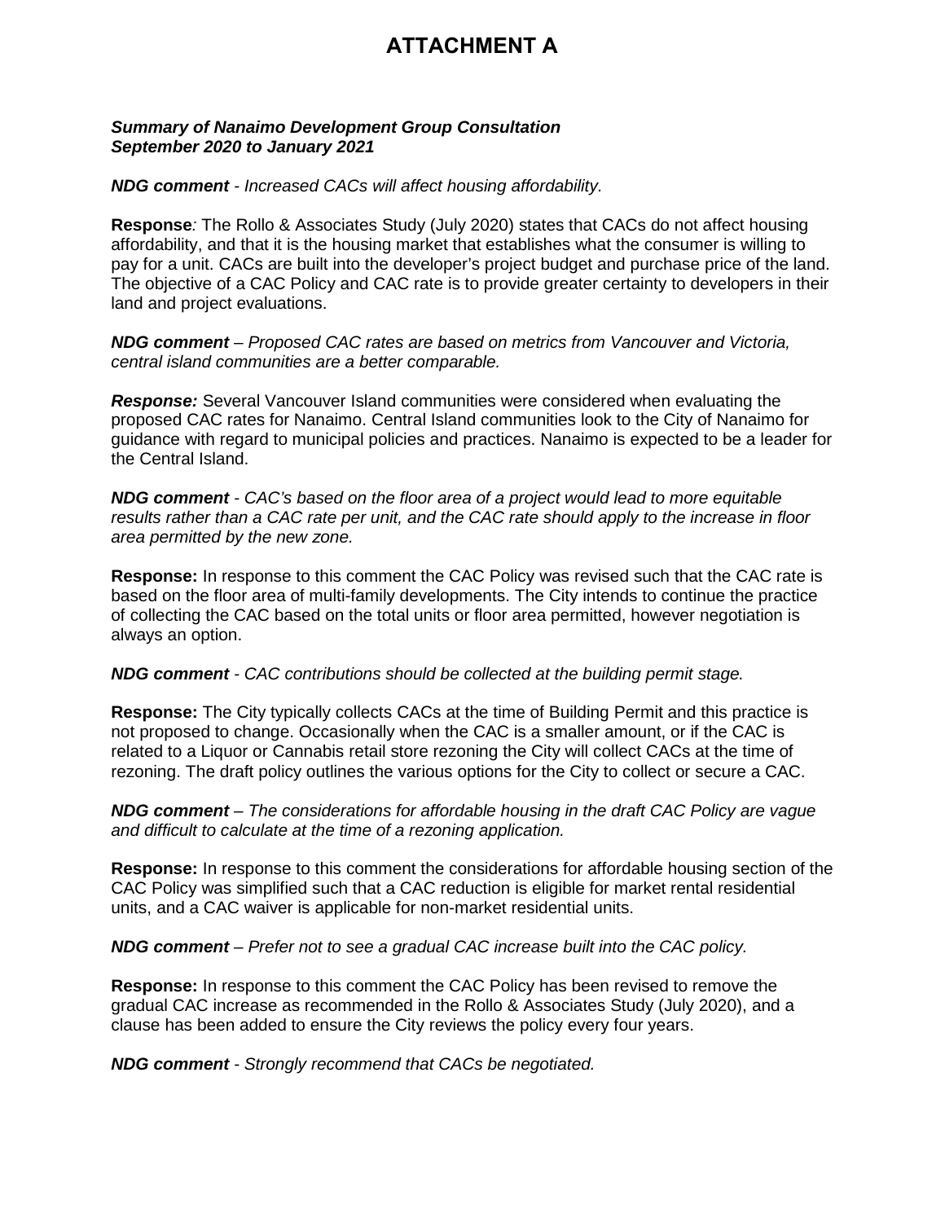# ATTACHMENT A

***Summary of Nanaimo Development Group Consultation September 2020 to January 2021***

***NDG comment** - Increased CACs will affect housing affordability.*

**Response***:* The Rollo & Associates Study (July 2020) states that CACs do not affect housing affordability, and that it is the housing market that establishes what the consumer is willing to pay for a unit. CACs are built into the developer's project budget and purchase price of the land. The objective of a CAC Policy and CAC rate is to provide greater certainty to developers in their land and project evaluations.

***NDG comment** – Proposed CAC rates are based on metrics from Vancouver and Victoria, central island communities are a better comparable.*

***Response:*** Several Vancouver Island communities were considered when evaluating the proposed CAC rates for Nanaimo. Central Island communities look to the City of Nanaimo for guidance with regard to municipal policies and practices. Nanaimo is expected to be a leader for the Central Island.

***NDG comment** - CAC's based on the floor area of a project would lead to more equitable results rather than a CAC rate per unit, and the CAC rate should apply to the increase in floor area permitted by the new zone.*

**Response:** In response to this comment the CAC Policy was revised such that the CAC rate is based on the floor area of multi-family developments. The City intends to continue the practice of collecting the CAC based on the total units or floor area permitted, however negotiation is always an option.

***NDG comment** - CAC contributions should be collected at the building permit stage.*

**Response:** The City typically collects CACs at the time of Building Permit and this practice is not proposed to change. Occasionally when the CAC is a smaller amount, or if the CAC is related to a Liquor or Cannabis retail store rezoning the City will collect CACs at the time of rezoning. The draft policy outlines the various options for the City to collect or secure a CAC.

***NDG comment** – The considerations for affordable housing in the draft CAC Policy are vague and difficult to calculate at the time of a rezoning application.*

**Response:** In response to this comment the considerations for affordable housing section of the CAC Policy was simplified such that a CAC reduction is eligible for market rental residential units, and a CAC waiver is applicable for non-market residential units.

***NDG comment** – Prefer not to see a gradual CAC increase built into the CAC policy.*

**Response:** In response to this comment the CAC Policy has been revised to remove the gradual CAC increase as recommended in the Rollo & Associates Study (July 2020), and a clause has been added to ensure the City reviews the policy every four years.

***NDG comment** - Strongly recommend that CACs be negotiated.*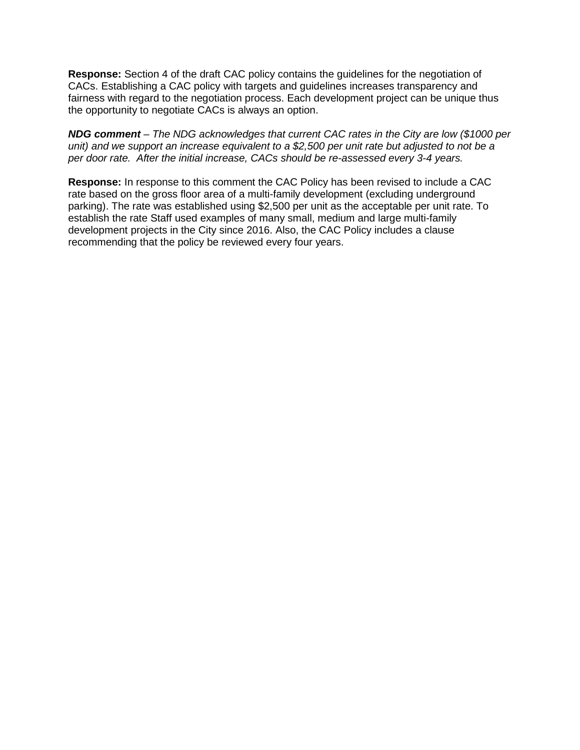**Response:** Section 4 of the draft CAC policy contains the guidelines for the negotiation of CACs. Establishing a CAC policy with targets and guidelines increases transparency and fairness with regard to the negotiation process. Each development project can be unique thus the opportunity to negotiate CACs is always an option.

***NDG comment*** *– The NDG acknowledges that current CAC rates in the City are low ($1000 per unit) and we support an increase equivalent to a $2,500 per unit rate but adjusted to not be a per door rate. After the initial increase, CACs should be re-assessed every 3-4 years.*

**Response:** In response to this comment the CAC Policy has been revised to include a CAC rate based on the gross floor area of a multi-family development (excluding underground parking). The rate was established using $2,500 per unit as the acceptable per unit rate. To establish the rate Staff used examples of many small, medium and large multi-family development projects in the City since 2016. Also, the CAC Policy includes a clause recommending that the policy be reviewed every four years.